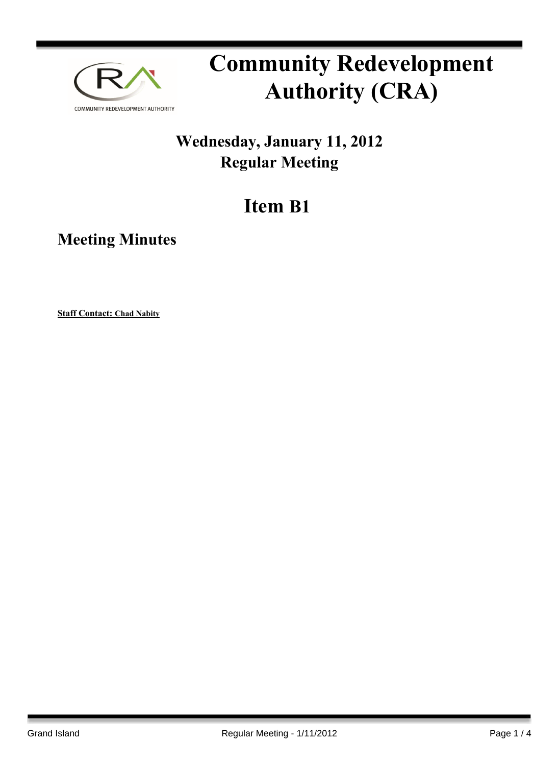# Community Redevelopment Authority (CRA)

## Wednesday, January 11, 2012
## Regular Meeting

# Item B1

## Meeting Minutes

**Staff Contact: Chad Nabity**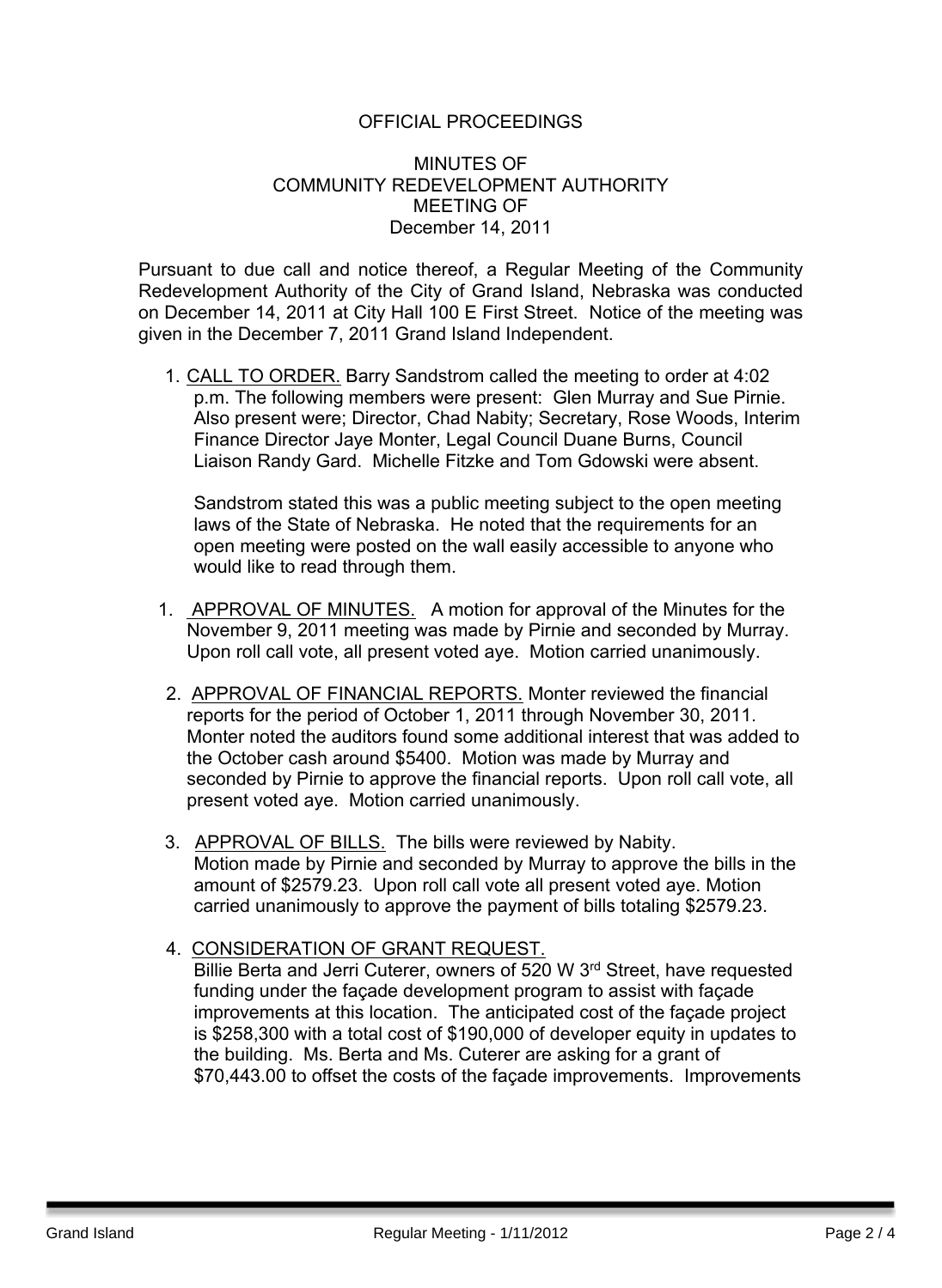OFFICIAL PROCEEDINGS

MINUTES OF
COMMUNITY REDEVELOPMENT AUTHORITY
MEETING OF
December 14, 2011

Pursuant to due call and notice thereof, a Regular Meeting of the Community Redevelopment Authority of the City of Grand Island, Nebraska was conducted on December 14, 2011 at City Hall 100 E First Street. Notice of the meeting was given in the December 7, 2011 Grand Island Independent.

1. CALL TO ORDER. Barry Sandstrom called the meeting to order at 4:02 p.m. The following members were present: Glen Murray and Sue Pirnie. Also present were; Director, Chad Nabity; Secretary, Rose Woods, Interim Finance Director Jaye Monter, Legal Council Duane Burns, Council Liaison Randy Gard. Michelle Fitzke and Tom Gdowski were absent.

   Sandstrom stated this was a public meeting subject to the open meeting laws of the State of Nebraska. He noted that the requirements for an open meeting were posted on the wall easily accessible to anyone who would like to read through them.

1. APPROVAL OF MINUTES. A motion for approval of the Minutes for the November 9, 2011 meeting was made by Pirnie and seconded by Murray. Upon roll call vote, all present voted aye. Motion carried unanimously.

2. APPROVAL OF FINANCIAL REPORTS. Monter reviewed the financial reports for the period of October 1, 2011 through November 30, 2011. Monter noted the auditors found some additional interest that was added to the October cash around $5400. Motion was made by Murray and seconded by Pirnie to approve the financial reports. Upon roll call vote, all present voted aye. Motion carried unanimously.

3. APPROVAL OF BILLS. The bills were reviewed by Nabity. Motion made by Pirnie and seconded by Murray to approve the bills in the amount of $2579.23. Upon roll call vote all present voted aye. Motion carried unanimously to approve the payment of bills totaling $2579.23.

4. CONSIDERATION OF GRANT REQUEST.
   Billie Berta and Jerri Cuterer, owners of 520 W 3rd Street, have requested funding under the façade development program to assist with façade improvements at this location. The anticipated cost of the façade project is $258,300 with a total cost of $190,000 of developer equity in updates to the building. Ms. Berta and Ms. Cuterer are asking for a grant of $70,443.00 to offset the costs of the façade improvements. Improvements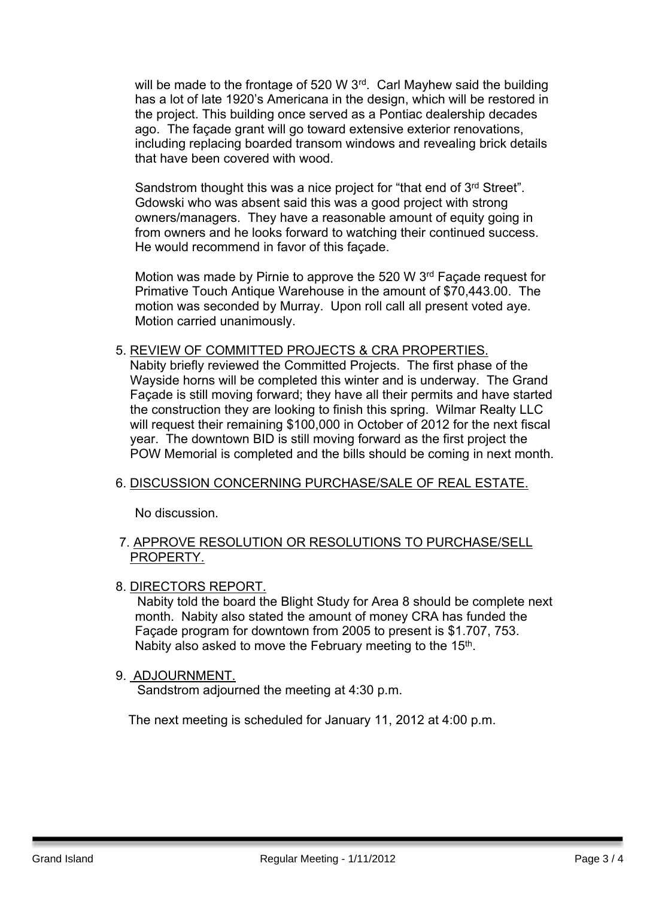will be made to the frontage of 520 W 3rd. Carl Mayhew said the building has a lot of late 1920's Americana in the design, which will be restored in the project. This building once served as a Pontiac dealership decades ago. The façade grant will go toward extensive exterior renovations, including replacing boarded transom windows and revealing brick details that have been covered with wood.

Sandstrom thought this was a nice project for "that end of 3rd Street". Gdowski who was absent said this was a good project with strong owners/managers. They have a reasonable amount of equity going in from owners and he looks forward to watching their continued success. He would recommend in favor of this façade.

Motion was made by Pirnie to approve the 520 W 3rd Façade request for Primative Touch Antique Warehouse in the amount of $70,443.00. The motion was seconded by Murray. Upon roll call all present voted aye. Motion carried unanimously.

5. <u>REVIEW OF COMMITTED PROJECTS & CRA PROPERTIES.</u>
   Nabity briefly reviewed the Committed Projects. The first phase of the Wayside horns will be completed this winter and is underway. The Grand Façade is still moving forward; they have all their permits and have started the construction they are looking to finish this spring. Wilmar Realty LLC will request their remaining $100,000 in October of 2012 for the next fiscal year. The downtown BID is still moving forward as the first project the POW Memorial is completed and the bills should be coming in next month.

6. <u>DISCUSSION CONCERNING PURCHASE/SALE OF REAL ESTATE.</u>

   No discussion.

7. <u>APPROVE RESOLUTION OR RESOLUTIONS TO PURCHASE/SELL PROPERTY.</u>

8. <u>DIRECTORS REPORT.</u>
   Nabity told the board the Blight Study for Area 8 should be complete next month. Nabity also stated the amount of money CRA has funded the Façade program for downtown from 2005 to present is $1.707, 753. Nabity also asked to move the February meeting to the 15th.

9. <u>ADJOURNMENT.</u>
   Sandstrom adjourned the meeting at 4:30 p.m.

The next meeting is scheduled for January 11, 2012 at 4:00 p.m.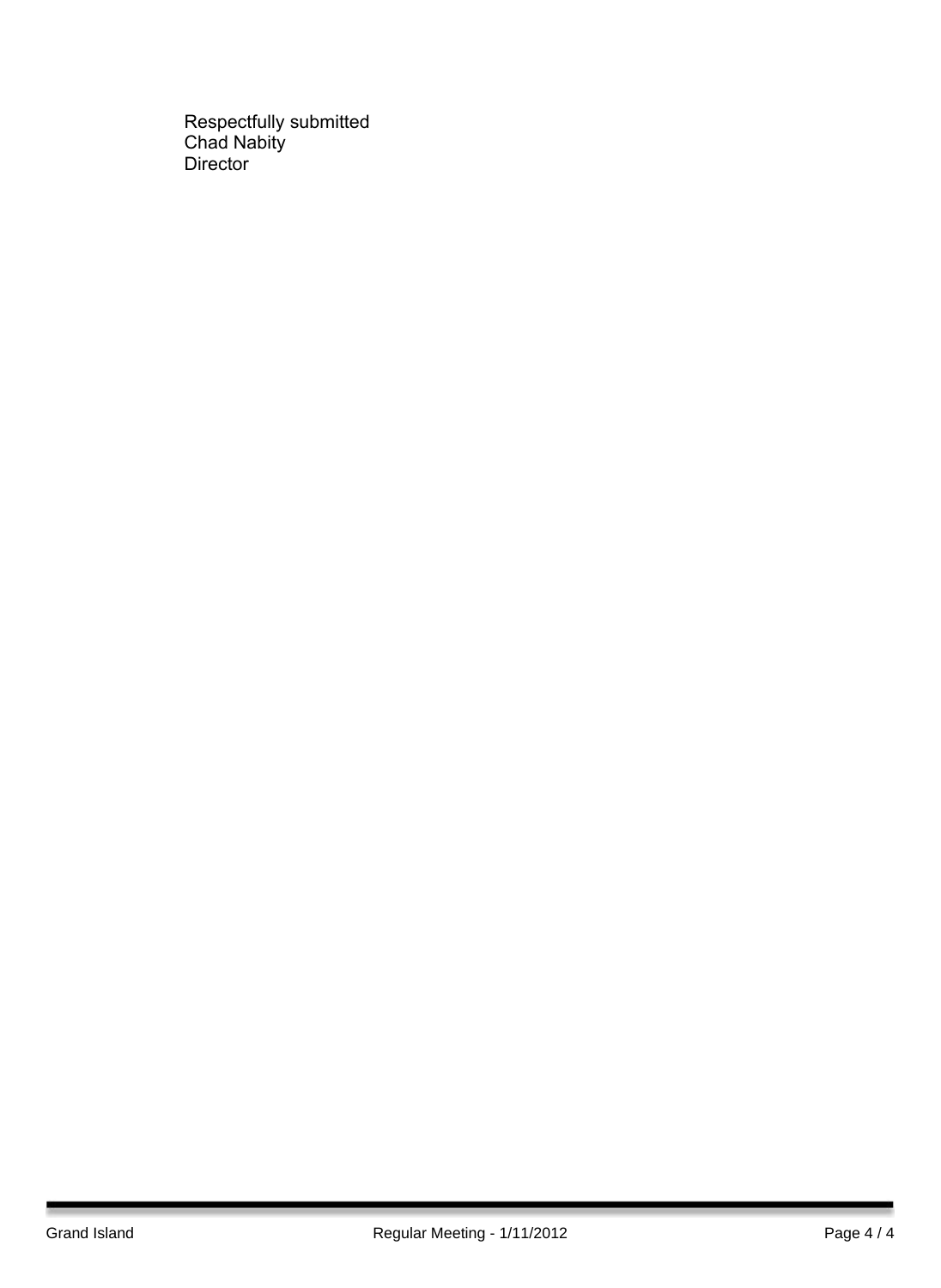Respectfully submitted
Chad Nabity
Director